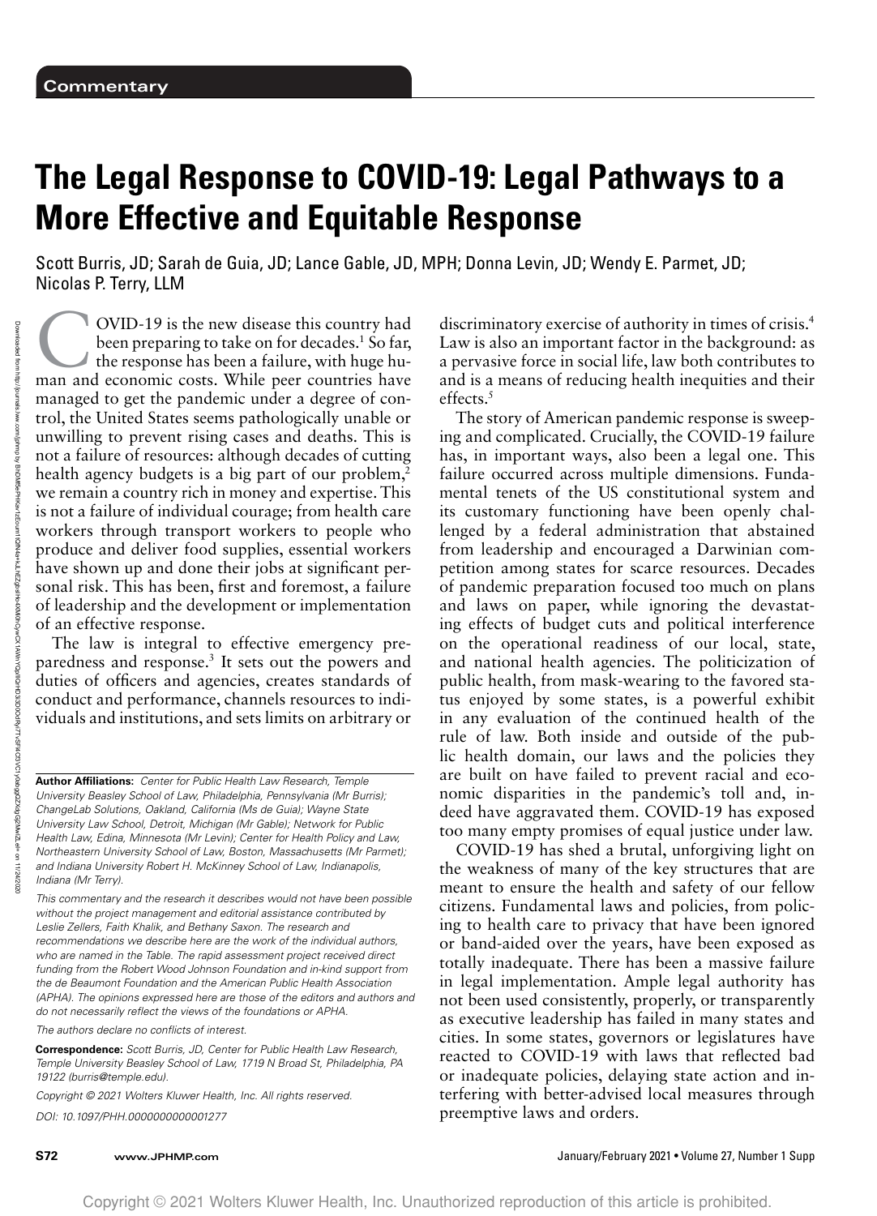Commentary

# The Legal Response to COVID-19: Legal Pathways to a More Effective and Equitable Response

Scott Burris, JD; Sarah de Guia, JD; Lance Gable, JD, MPH; Donna Levin, JD; Wendy E. Parmet, JD; Nicolas P. Terry, LLM

COVID-19 is the new disease this country had been preparing to take on for decades.[1] So far, the response has been a failure, with huge human and economic costs. While peer countries have managed to get the pandemic under a degree of control, the United States seems pathologically unable or unwilling to prevent rising cases and deaths. This is not a failure of resources: although decades of cutting health agency budgets is a big part of our problem,[2] we remain a country rich in money and expertise. This is not a failure of individual courage; from health care workers through transport workers to people who produce and deliver food supplies, essential workers have shown up and done their jobs at significant personal risk. This has been, first and foremost, a failure of leadership and the development or implementation of an effective response.

The law is integral to effective emergency preparedness and response.[3] It sets out the powers and duties of officers and agencies, creates standards of conduct and performance, channels resources to individuals and institutions, and sets limits on arbitrary or discriminatory exercise of authority in times of crisis.[4] Law is also an important factor in the background: as a pervasive force in social life, law both contributes to and is a means of reducing health inequities and their effects.[5]

The story of American pandemic response is sweeping and complicated. Crucially, the COVID-19 failure has, in important ways, also been a legal one. This failure occurred across multiple dimensions. Fundamental tenets of the US constitutional system and its customary functioning have been openly challenged by a federal administration that abstained from leadership and encouraged a Darwinian competition among states for scarce resources. Decades of pandemic preparation focused too much on plans and laws on paper, while ignoring the devastating effects of budget cuts and political interference on the operational readiness of our local, state, and national health agencies. The politicization of public health, from mask-wearing to the favored status enjoyed by some states, is a powerful exhibit in any evaluation of the continued health of the rule of law. Both inside and outside of the public health domain, our laws and the policies they are built on have failed to prevent racial and economic disparities in the pandemic's toll and, indeed have aggravated them. COVID-19 has exposed too many empty promises of equal justice under law.

COVID-19 has shed a brutal, unforgiving light on the weakness of many of the key structures that are meant to ensure the health and safety of our fellow citizens. Fundamental laws and policies, from policing to health care to privacy that have been ignored or band-aided over the years, have been exposed as totally inadequate. There has been a massive failure in legal implementation. Ample legal authority has not been used consistently, properly, or transparently as executive leadership has failed in many states and cities. In some states, governors or legislatures have reacted to COVID-19 with laws that reflected bad or inadequate policies, delaying state action and interfering with better-advised local measures through preemptive laws and orders.

---

**Author Affiliations:** *Center for Public Health Law Research, Temple University Beasley School of Law, Philadelphia, Pennsylvania (Mr Burris); ChangeLab Solutions, Oakland, California (Ms de Guia); Wayne State University Law School, Detroit, Michigan (Mr Gable); Network for Public Health Law, Edina, Minnesota (Mr Levin); Center for Health Policy and Law, Northeastern University School of Law, Boston, Massachusetts (Mr Parmet); and Indiana University Robert H. McKinney School of Law, Indianapolis, Indiana (Mr Terry).*

*This commentary and the research it describes would not have been possible without the project management and editorial assistance contributed by Leslie Zellers, Faith Khalik, and Bethany Saxon. The research and recommendations we describe here are the work of the individual authors, who are named in the Table. The rapid assessment project received direct funding from the Robert Wood Johnson Foundation and in-kind support from the de Beaumont Foundation and the American Public Health Association (APHA). The opinions expressed here are those of the editors and authors and do not necessarily reflect the views of the foundations or APHA.*

*The authors declare no conflicts of interest.*

**Correspondence:** *Scott Burris, JD, Center for Public Health Law Research, Temple University Beasley School of Law, 1719 N Broad St, Philadelphia, PA 19122 (burris@temple.edu).*

*Copyright © 2021 Wolters Kluwer Health, Inc. All rights reserved.*

*DOI: 10.1097/PHH.0000000000001277*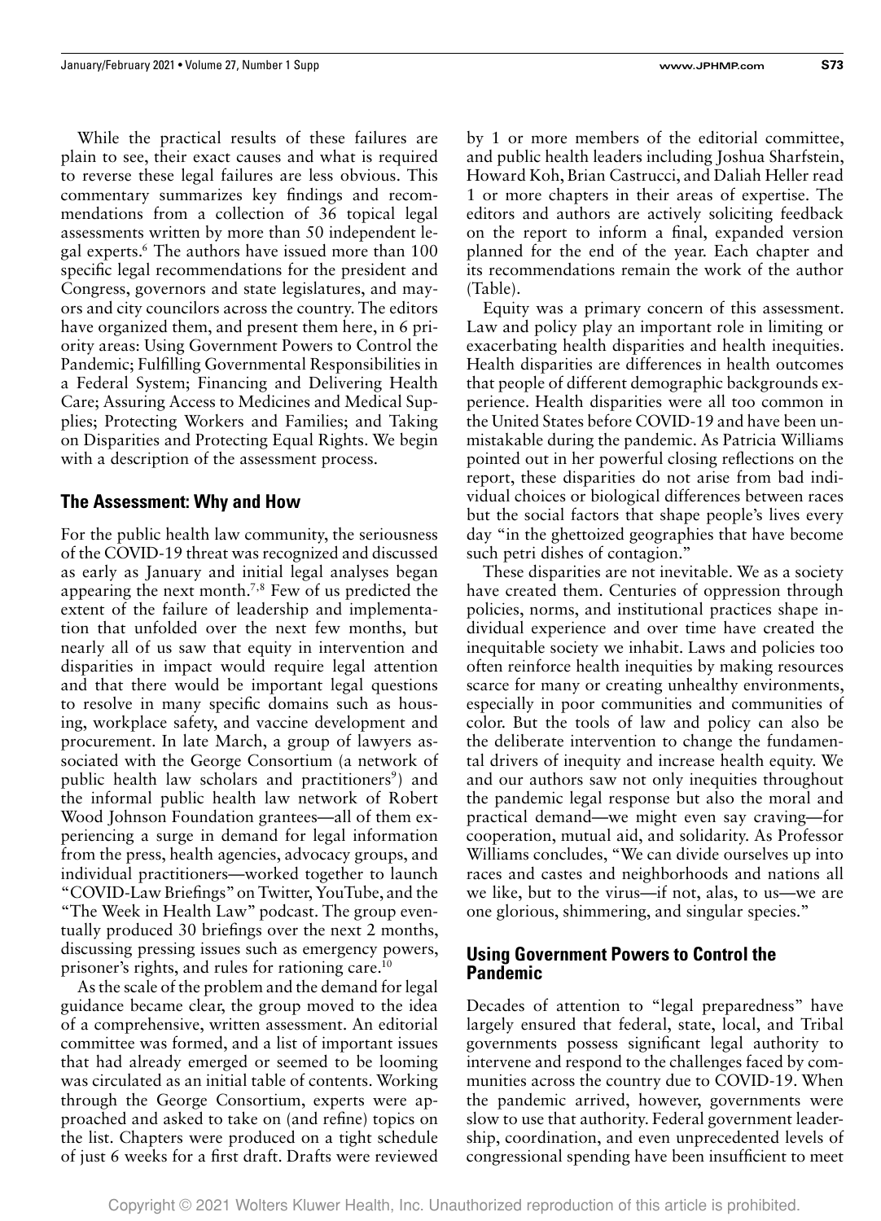While the practical results of these failures are plain to see, their exact causes and what is required to reverse these legal failures are less obvious. This commentary summarizes key findings and recommendations from a collection of 36 topical legal assessments written by more than 50 independent legal experts.[6] The authors have issued more than 100 specific legal recommendations for the president and Congress, governors and state legislatures, and mayors and city councilors across the country. The editors have organized them, and present them here, in 6 priority areas: Using Government Powers to Control the Pandemic; Fulfilling Governmental Responsibilities in a Federal System; Financing and Delivering Health Care; Assuring Access to Medicines and Medical Supplies; Protecting Workers and Families; and Taking on Disparities and Protecting Equal Rights. We begin with a description of the assessment process.

## The Assessment: Why and How

For the public health law community, the seriousness of the COVID-19 threat was recognized and discussed as early as January and initial legal analyses began appearing the next month.[7,8] Few of us predicted the extent of the failure of leadership and implementation that unfolded over the next few months, but nearly all of us saw that equity in intervention and disparities in impact would require legal attention and that there would be important legal questions to resolve in many specific domains such as housing, workplace safety, and vaccine development and procurement. In late March, a group of lawyers associated with the George Consortium (a network of public health law scholars and practitioners[9]) and the informal public health law network of Robert Wood Johnson Foundation grantees—all of them experiencing a surge in demand for legal information from the press, health agencies, advocacy groups, and individual practitioners—worked together to launch "COVID-Law Briefings" on Twitter, YouTube, and the "The Week in Health Law" podcast. The group eventually produced 30 briefings over the next 2 months, discussing pressing issues such as emergency powers, prisoner's rights, and rules for rationing care.[10]

As the scale of the problem and the demand for legal guidance became clear, the group moved to the idea of a comprehensive, written assessment. An editorial committee was formed, and a list of important issues that had already emerged or seemed to be looming was circulated as an initial table of contents. Working through the George Consortium, experts were approached and asked to take on (and refine) topics on the list. Chapters were produced on a tight schedule of just 6 weeks for a first draft. Drafts were reviewed by 1 or more members of the editorial committee, and public health leaders including Joshua Sharfstein, Howard Koh, Brian Castrucci, and Daliah Heller read 1 or more chapters in their areas of expertise. The editors and authors are actively soliciting feedback on the report to inform a final, expanded version planned for the end of the year. Each chapter and its recommendations remain the work of the author (Table).

Equity was a primary concern of this assessment. Law and policy play an important role in limiting or exacerbating health disparities and health inequities. Health disparities are differences in health outcomes that people of different demographic backgrounds experience. Health disparities were all too common in the United States before COVID-19 and have been unmistakable during the pandemic. As Patricia Williams pointed out in her powerful closing reflections on the report, these disparities do not arise from bad individual choices or biological differences between races but the social factors that shape people's lives every day "in the ghettoized geographies that have become such petri dishes of contagion."

These disparities are not inevitable. We as a society have created them. Centuries of oppression through policies, norms, and institutional practices shape individual experience and over time have created the inequitable society we inhabit. Laws and policies too often reinforce health inequities by making resources scarce for many or creating unhealthy environments, especially in poor communities and communities of color. But the tools of law and policy can also be the deliberate intervention to change the fundamental drivers of inequity and increase health equity. We and our authors saw not only inequities throughout the pandemic legal response but also the moral and practical demand—we might even say craving—for cooperation, mutual aid, and solidarity. As Professor Williams concludes, "We can divide ourselves up into races and castes and neighborhoods and nations all we like, but to the virus—if not, alas, to us—we are one glorious, shimmering, and singular species."

## Using Government Powers to Control the Pandemic

Decades of attention to "legal preparedness" have largely ensured that federal, state, local, and Tribal governments possess significant legal authority to intervene and respond to the challenges faced by communities across the country due to COVID-19. When the pandemic arrived, however, governments were slow to use that authority. Federal government leadership, coordination, and even unprecedented levels of congressional spending have been insufficient to meet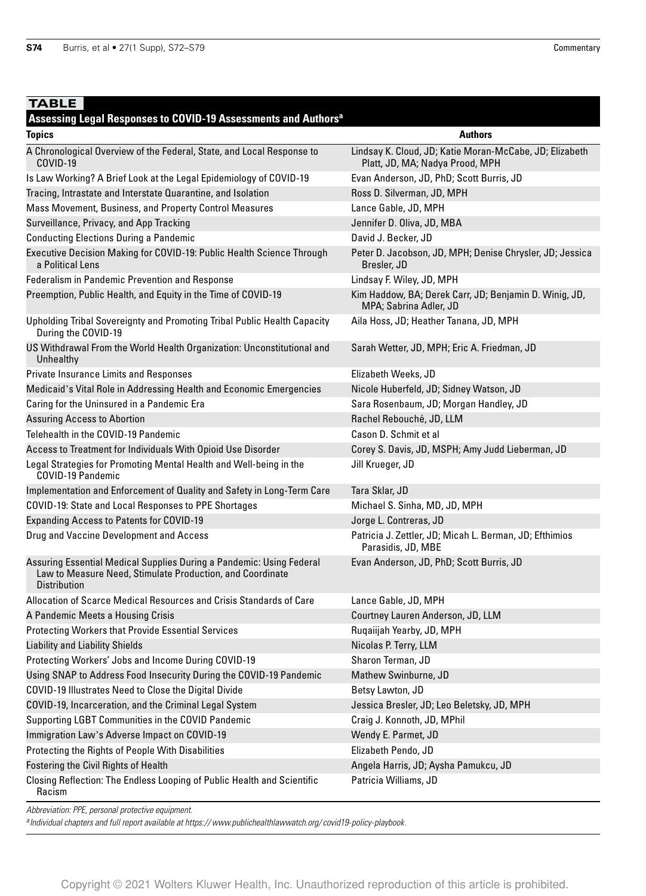**TABLE**

**Assessing Legal Responses to COVID-19 Assessments and Authors[a]**

| Topics | Authors |
| --- | --- |
| A Chronological Overview of the Federal, State, and Local Response to COVID-19 | Lindsay K. Cloud, JD; Katie Moran-McCabe, JD; Elizabeth Platt, JD, MA; Nadya Prood, MPH |
| Is Law Working? A Brief Look at the Legal Epidemiology of COVID-19 | Evan Anderson, JD, PhD; Scott Burris, JD |
| Tracing, Intrastate and Interstate Quarantine, and Isolation | Ross D. Silverman, JD, MPH |
| Mass Movement, Business, and Property Control Measures | Lance Gable, JD, MPH |
| Surveillance, Privacy, and App Tracking | Jennifer D. Oliva, JD, MBA |
| Conducting Elections During a Pandemic | David J. Becker, JD |
| Executive Decision Making for COVID-19: Public Health Science Through a Political Lens | Peter D. Jacobson, JD, MPH; Denise Chrysler, JD; Jessica Bresler, JD |
| Federalism in Pandemic Prevention and Response | Lindsay F. Wiley, JD, MPH |
| Preemption, Public Health, and Equity in the Time of COVID-19 | Kim Haddow, BA; Derek Carr, JD; Benjamin D. Winig, JD, MPA; Sabrina Adler, JD |
| Upholding Tribal Sovereignty and Promoting Tribal Public Health Capacity During the COVID-19 | Aila Hoss, JD; Heather Tanana, JD, MPH |
| US Withdrawal From the World Health Organization: Unconstitutional and Unhealthy | Sarah Wetter, JD, MPH; Eric A. Friedman, JD |
| Private Insurance Limits and Responses | Elizabeth Weeks, JD |
| Medicaid's Vital Role in Addressing Health and Economic Emergencies | Nicole Huberfeld, JD; Sidney Watson, JD |
| Caring for the Uninsured in a Pandemic Era | Sara Rosenbaum, JD; Morgan Handley, JD |
| Assuring Access to Abortion | Rachel Rebouché, JD, LLM |
| Telehealth in the COVID-19 Pandemic | Cason D. Schmit et al |
| Access to Treatment for Individuals With Opioid Use Disorder | Corey S. Davis, JD, MSPH; Amy Judd Lieberman, JD |
| Legal Strategies for Promoting Mental Health and Well-being in the COVID-19 Pandemic | Jill Krueger, JD |
| Implementation and Enforcement of Quality and Safety in Long-Term Care | Tara Sklar, JD |
| COVID-19: State and Local Responses to PPE Shortages | Michael S. Sinha, MD, JD, MPH |
| Expanding Access to Patents for COVID-19 | Jorge L. Contreras, JD |
| Drug and Vaccine Development and Access | Patricia J. Zettler, JD; Micah L. Berman, JD; Efthimios Parasidis, JD, MBE |
| Assuring Essential Medical Supplies During a Pandemic: Using Federal Law to Measure Need, Stimulate Production, and Coordinate Distribution | Evan Anderson, JD, PhD; Scott Burris, JD |
| Allocation of Scarce Medical Resources and Crisis Standards of Care | Lance Gable, JD, MPH |
| A Pandemic Meets a Housing Crisis | Courtney Lauren Anderson, JD, LLM |
| Protecting Workers that Provide Essential Services | Ruqaiijah Yearby, JD, MPH |
| Liability and Liability Shields | Nicolas P. Terry, LLM |
| Protecting Workers' Jobs and Income During COVID-19 | Sharon Terman, JD |
| Using SNAP to Address Food Insecurity During the COVID-19 Pandemic | Mathew Swinburne, JD |
| COVID-19 Illustrates Need to Close the Digital Divide | Betsy Lawton, JD |
| COVID-19, Incarceration, and the Criminal Legal System | Jessica Bresler, JD; Leo Beletsky, JD, MPH |
| Supporting LGBT Communities in the COVID Pandemic | Craig J. Konnoth, JD, MPhil |
| Immigration Law's Adverse Impact on COVID-19 | Wendy E. Parmet, JD |
| Protecting the Rights of People With Disabilities | Elizabeth Pendo, JD |
| Fostering the Civil Rights of Health | Angela Harris, JD; Aysha Pamukcu, JD |
| Closing Reflection: The Endless Looping of Public Health and Scientific Racism | Patricia Williams, JD |

*Abbreviation: PPE, personal protective equipment.*

*[a] Individual chapters and full report available at https://www.publichealthlawwatch.org/covid19-policy-playbook.*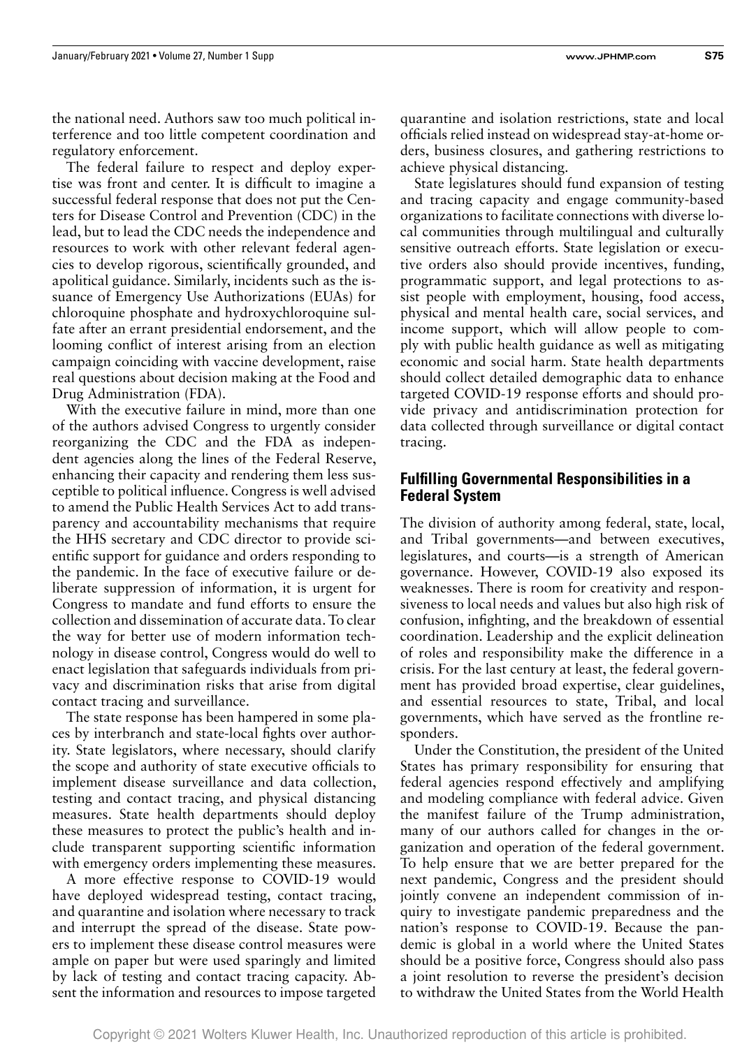the national need. Authors saw too much political interference and too little competent coordination and regulatory enforcement.

The federal failure to respect and deploy expertise was front and center. It is difficult to imagine a successful federal response that does not put the Centers for Disease Control and Prevention (CDC) in the lead, but to lead the CDC needs the independence and resources to work with other relevant federal agencies to develop rigorous, scientifically grounded, and apolitical guidance. Similarly, incidents such as the issuance of Emergency Use Authorizations (EUAs) for chloroquine phosphate and hydroxychloroquine sulfate after an errant presidential endorsement, and the looming conflict of interest arising from an election campaign coinciding with vaccine development, raise real questions about decision making at the Food and Drug Administration (FDA).

With the executive failure in mind, more than one of the authors advised Congress to urgently consider reorganizing the CDC and the FDA as independent agencies along the lines of the Federal Reserve, enhancing their capacity and rendering them less susceptible to political influence. Congress is well advised to amend the Public Health Services Act to add transparency and accountability mechanisms that require the HHS secretary and CDC director to provide scientific support for guidance and orders responding to the pandemic. In the face of executive failure or deliberate suppression of information, it is urgent for Congress to mandate and fund efforts to ensure the collection and dissemination of accurate data. To clear the way for better use of modern information technology in disease control, Congress would do well to enact legislation that safeguards individuals from privacy and discrimination risks that arise from digital contact tracing and surveillance.

The state response has been hampered in some places by interbranch and state-local fights over authority. State legislators, where necessary, should clarify the scope and authority of state executive officials to implement disease surveillance and data collection, testing and contact tracing, and physical distancing measures. State health departments should deploy these measures to protect the public's health and include transparent supporting scientific information with emergency orders implementing these measures.

A more effective response to COVID-19 would have deployed widespread testing, contact tracing, and quarantine and isolation where necessary to track and interrupt the spread of the disease. State powers to implement these disease control measures were ample on paper but were used sparingly and limited by lack of testing and contact tracing capacity. Absent the information and resources to impose targeted quarantine and isolation restrictions, state and local officials relied instead on widespread stay-at-home orders, business closures, and gathering restrictions to achieve physical distancing.

State legislatures should fund expansion of testing and tracing capacity and engage community-based organizations to facilitate connections with diverse local communities through multilingual and culturally sensitive outreach efforts. State legislation or executive orders also should provide incentives, funding, programmatic support, and legal protections to assist people with employment, housing, food access, physical and mental health care, social services, and income support, which will allow people to comply with public health guidance as well as mitigating economic and social harm. State health departments should collect detailed demographic data to enhance targeted COVID-19 response efforts and should provide privacy and antidiscrimination protection for data collected through surveillance or digital contact tracing.

## Fulfilling Governmental Responsibilities in a Federal System

The division of authority among federal, state, local, and Tribal governments—and between executives, legislatures, and courts—is a strength of American governance. However, COVID-19 also exposed its weaknesses. There is room for creativity and responsiveness to local needs and values but also high risk of confusion, infighting, and the breakdown of essential coordination. Leadership and the explicit delineation of roles and responsibility make the difference in a crisis. For the last century at least, the federal government has provided broad expertise, clear guidelines, and essential resources to state, Tribal, and local governments, which have served as the frontline responders.

Under the Constitution, the president of the United States has primary responsibility for ensuring that federal agencies respond effectively and amplifying and modeling compliance with federal advice. Given the manifest failure of the Trump administration, many of our authors called for changes in the organization and operation of the federal government. To help ensure that we are better prepared for the next pandemic, Congress and the president should jointly convene an independent commission of inquiry to investigate pandemic preparedness and the nation's response to COVID-19. Because the pandemic is global in a world where the United States should be a positive force, Congress should also pass a joint resolution to reverse the president's decision to withdraw the United States from the World Health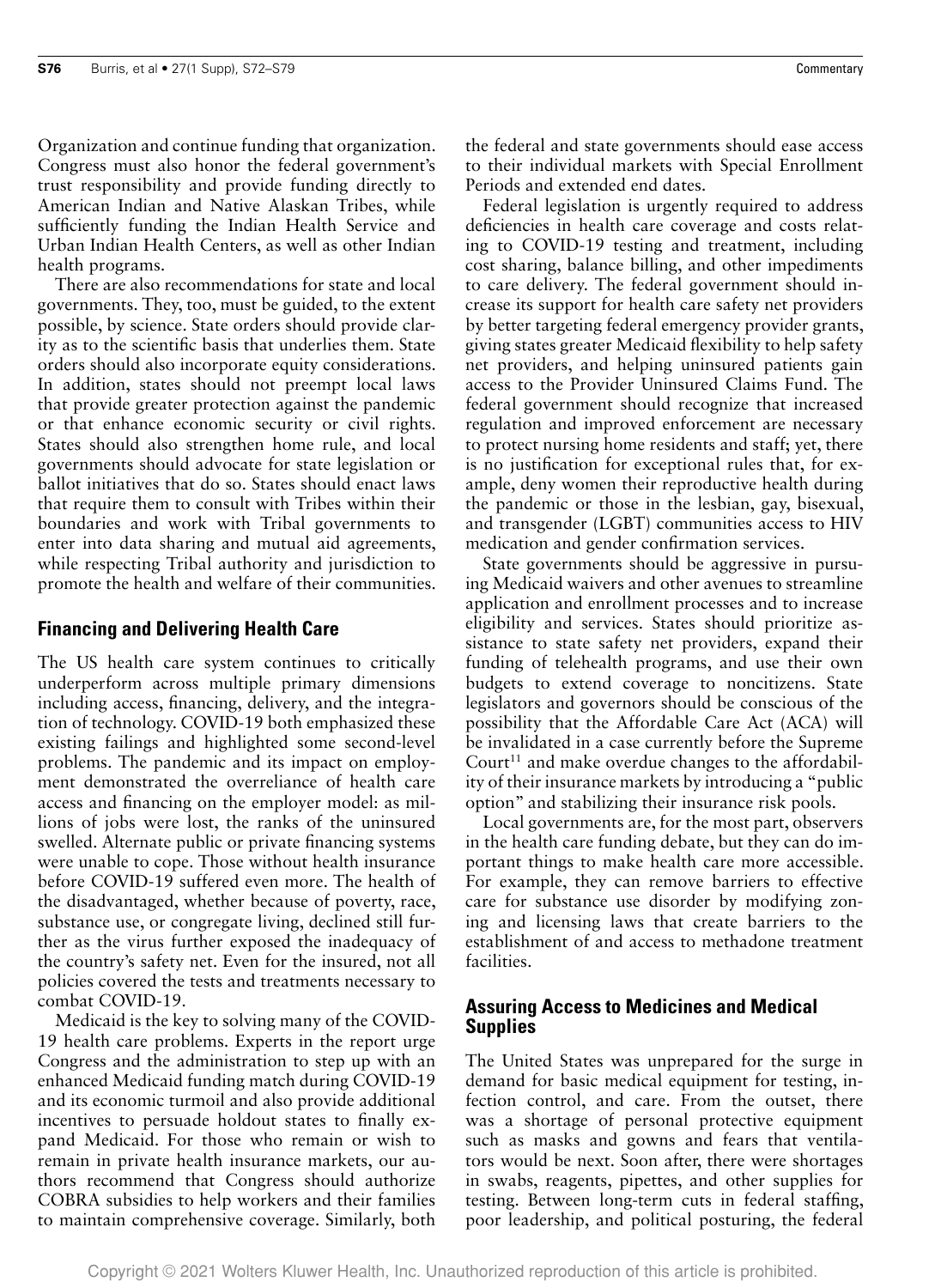Organization and continue funding that organization. Congress must also honor the federal government's trust responsibility and provide funding directly to American Indian and Native Alaskan Tribes, while sufficiently funding the Indian Health Service and Urban Indian Health Centers, as well as other Indian health programs.

There are also recommendations for state and local governments. They, too, must be guided, to the extent possible, by science. State orders should provide clarity as to the scientific basis that underlies them. State orders should also incorporate equity considerations. In addition, states should not preempt local laws that provide greater protection against the pandemic or that enhance economic security or civil rights. States should also strengthen home rule, and local governments should advocate for state legislation or ballot initiatives that do so. States should enact laws that require them to consult with Tribes within their boundaries and work with Tribal governments to enter into data sharing and mutual aid agreements, while respecting Tribal authority and jurisdiction to promote the health and welfare of their communities.

## Financing and Delivering Health Care

The US health care system continues to critically underperform across multiple primary dimensions including access, financing, delivery, and the integration of technology. COVID-19 both emphasized these existing failings and highlighted some second-level problems. The pandemic and its impact on employment demonstrated the overreliance of health care access and financing on the employer model: as millions of jobs were lost, the ranks of the uninsured swelled. Alternate public or private financing systems were unable to cope. Those without health insurance before COVID-19 suffered even more. The health of the disadvantaged, whether because of poverty, race, substance use, or congregate living, declined still further as the virus further exposed the inadequacy of the country's safety net. Even for the insured, not all policies covered the tests and treatments necessary to combat COVID-19.

Medicaid is the key to solving many of the COVID-19 health care problems. Experts in the report urge Congress and the administration to step up with an enhanced Medicaid funding match during COVID-19 and its economic turmoil and also provide additional incentives to persuade holdout states to finally expand Medicaid. For those who remain or wish to remain in private health insurance markets, our authors recommend that Congress should authorize COBRA subsidies to help workers and their families to maintain comprehensive coverage. Similarly, both the federal and state governments should ease access to their individual markets with Special Enrollment Periods and extended end dates.

Federal legislation is urgently required to address deficiencies in health care coverage and costs relating to COVID-19 testing and treatment, including cost sharing, balance billing, and other impediments to care delivery. The federal government should increase its support for health care safety net providers by better targeting federal emergency provider grants, giving states greater Medicaid flexibility to help safety net providers, and helping uninsured patients gain access to the Provider Uninsured Claims Fund. The federal government should recognize that increased regulation and improved enforcement are necessary to protect nursing home residents and staff; yet, there is no justification for exceptional rules that, for example, deny women their reproductive health during the pandemic or those in the lesbian, gay, bisexual, and transgender (LGBT) communities access to HIV medication and gender confirmation services.

State governments should be aggressive in pursuing Medicaid waivers and other avenues to streamline application and enrollment processes and to increase eligibility and services. States should prioritize assistance to state safety net providers, expand their funding of telehealth programs, and use their own budgets to extend coverage to noncitizens. State legislators and governors should be conscious of the possibility that the Affordable Care Act (ACA) will be invalidated in a case currently before the Supreme Court[11] and make overdue changes to the affordability of their insurance markets by introducing a "public option" and stabilizing their insurance risk pools.

Local governments are, for the most part, observers in the health care funding debate, but they can do important things to make health care more accessible. For example, they can remove barriers to effective care for substance use disorder by modifying zoning and licensing laws that create barriers to the establishment of and access to methadone treatment facilities.

## Assuring Access to Medicines and Medical Supplies

The United States was unprepared for the surge in demand for basic medical equipment for testing, infection control, and care. From the outset, there was a shortage of personal protective equipment such as masks and gowns and fears that ventilators would be next. Soon after, there were shortages in swabs, reagents, pipettes, and other supplies for testing. Between long-term cuts in federal staffing, poor leadership, and political posturing, the federal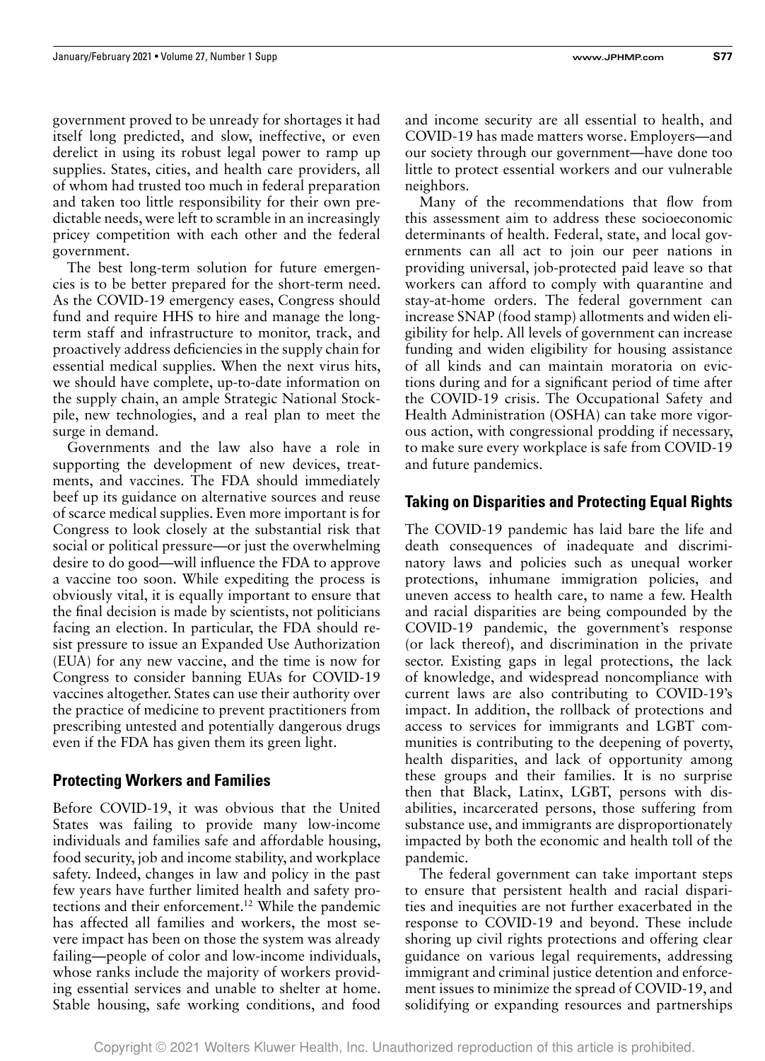government proved to be unready for shortages it had itself long predicted, and slow, ineffective, or even derelict in using its robust legal power to ramp up supplies. States, cities, and health care providers, all of whom had trusted too much in federal preparation and taken too little responsibility for their own predictable needs, were left to scramble in an increasingly pricey competition with each other and the federal government.

The best long-term solution for future emergencies is to be better prepared for the short-term need. As the COVID-19 emergency eases, Congress should fund and require HHS to hire and manage the long-term staff and infrastructure to monitor, track, and proactively address deficiencies in the supply chain for essential medical supplies. When the next virus hits, we should have complete, up-to-date information on the supply chain, an ample Strategic National Stockpile, new technologies, and a real plan to meet the surge in demand.

Governments and the law also have a role in supporting the development of new devices, treatments, and vaccines. The FDA should immediately beef up its guidance on alternative sources and reuse of scarce medical supplies. Even more important is for Congress to look closely at the substantial risk that social or political pressure—or just the overwhelming desire to do good—will influence the FDA to approve a vaccine too soon. While expediting the process is obviously vital, it is equally important to ensure that the final decision is made by scientists, not politicians facing an election. In particular, the FDA should resist pressure to issue an Expanded Use Authorization (EUA) for any new vaccine, and the time is now for Congress to consider banning EUAs for COVID-19 vaccines altogether. States can use their authority over the practice of medicine to prevent practitioners from prescribing untested and potentially dangerous drugs even if the FDA has given them its green light.

## Protecting Workers and Families

Before COVID-19, it was obvious that the United States was failing to provide many low-income individuals and families safe and affordable housing, food security, job and income stability, and workplace safety. Indeed, changes in law and policy in the past few years have further limited health and safety protections and their enforcement.[12] While the pandemic has affected all families and workers, the most severe impact has been on those the system was already failing—people of color and low-income individuals, whose ranks include the majority of workers providing essential services and unable to shelter at home. Stable housing, safe working conditions, and food and income security are all essential to health, and COVID-19 has made matters worse. Employers—and our society through our government—have done too little to protect essential workers and our vulnerable neighbors.

Many of the recommendations that flow from this assessment aim to address these socioeconomic determinants of health. Federal, state, and local governments can all act to join our peer nations in providing universal, job-protected paid leave so that workers can afford to comply with quarantine and stay-at-home orders. The federal government can increase SNAP (food stamp) allotments and widen eligibility for help. All levels of government can increase funding and widen eligibility for housing assistance of all kinds and can maintain moratoria on evictions during and for a significant period of time after the COVID-19 crisis. The Occupational Safety and Health Administration (OSHA) can take more vigorous action, with congressional prodding if necessary, to make sure every workplace is safe from COVID-19 and future pandemics.

## Taking on Disparities and Protecting Equal Rights

The COVID-19 pandemic has laid bare the life and death consequences of inadequate and discriminatory laws and policies such as unequal worker protections, inhumane immigration policies, and uneven access to health care, to name a few. Health and racial disparities are being compounded by the COVID-19 pandemic, the government's response (or lack thereof), and discrimination in the private sector. Existing gaps in legal protections, the lack of knowledge, and widespread noncompliance with current laws are also contributing to COVID-19's impact. In addition, the rollback of protections and access to services for immigrants and LGBT communities is contributing to the deepening of poverty, health disparities, and lack of opportunity among these groups and their families. It is no surprise then that Black, Latinx, LGBT, persons with disabilities, incarcerated persons, those suffering from substance use, and immigrants are disproportionately impacted by both the economic and health toll of the pandemic.

The federal government can take important steps to ensure that persistent health and racial disparities and inequities are not further exacerbated in the response to COVID-19 and beyond. These include shoring up civil rights protections and offering clear guidance on various legal requirements, addressing immigrant and criminal justice detention and enforcement issues to minimize the spread of COVID-19, and solidifying or expanding resources and partnerships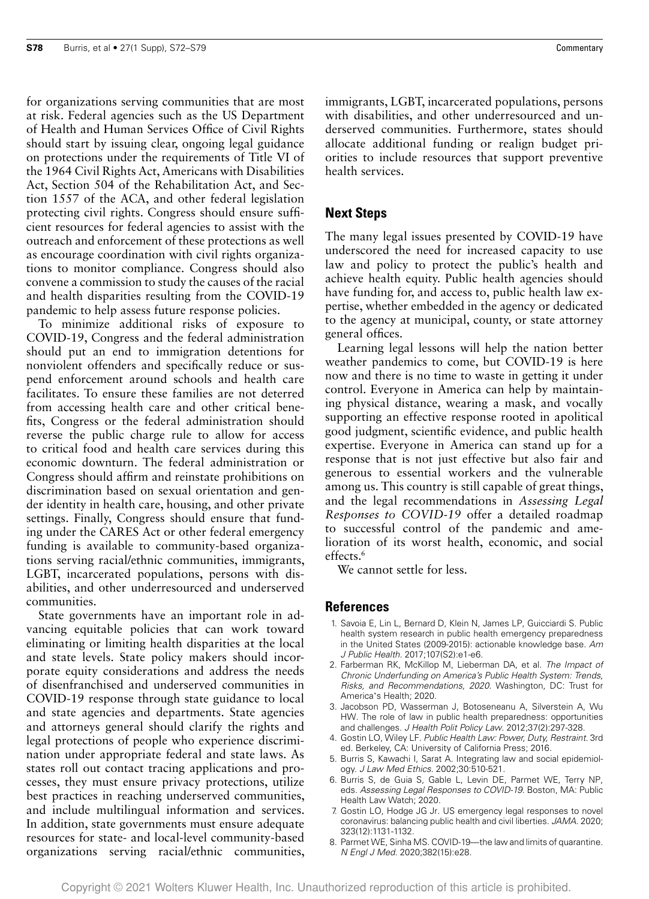for organizations serving communities that are most at risk. Federal agencies such as the US Department of Health and Human Services Office of Civil Rights should start by issuing clear, ongoing legal guidance on protections under the requirements of Title VI of the 1964 Civil Rights Act, Americans with Disabilities Act, Section 504 of the Rehabilitation Act, and Section 1557 of the ACA, and other federal legislation protecting civil rights. Congress should ensure sufficient resources for federal agencies to assist with the outreach and enforcement of these protections as well as encourage coordination with civil rights organizations to monitor compliance. Congress should also convene a commission to study the causes of the racial and health disparities resulting from the COVID-19 pandemic to help assess future response policies.

To minimize additional risks of exposure to COVID-19, Congress and the federal administration should put an end to immigration detentions for nonviolent offenders and specifically reduce or suspend enforcement around schools and health care facilitates. To ensure these families are not deterred from accessing health care and other critical benefits, Congress or the federal administration should reverse the public charge rule to allow for access to critical food and health care services during this economic downturn. The federal administration or Congress should affirm and reinstate prohibitions on discrimination based on sexual orientation and gender identity in health care, housing, and other private settings. Finally, Congress should ensure that funding under the CARES Act or other federal emergency funding is available to community-based organizations serving racial/ethnic communities, immigrants, LGBT, incarcerated populations, persons with disabilities, and other underresourced and underserved communities.

State governments have an important role in advancing equitable policies that can work toward eliminating or limiting health disparities at the local and state levels. State policy makers should incorporate equity considerations and address the needs of disenfranchised and underserved communities in COVID-19 response through state guidance to local and state agencies and departments. State agencies and attorneys general should clarify the rights and legal protections of people who experience discrimination under appropriate federal and state laws. As states roll out contact tracing applications and processes, they must ensure privacy protections, utilize best practices in reaching underserved communities, and include multilingual information and services. In addition, state governments must ensure adequate resources for state- and local-level community-based organizations serving racial/ethnic communities, immigrants, LGBT, incarcerated populations, persons with disabilities, and other underresourced and underserved communities. Furthermore, states should allocate additional funding or realign budget priorities to include resources that support preventive health services.

## Next Steps

The many legal issues presented by COVID-19 have underscored the need for increased capacity to use law and policy to protect the public's health and achieve health equity. Public health agencies should have funding for, and access to, public health law expertise, whether embedded in the agency or dedicated to the agency at municipal, county, or state attorney general offices.

Learning legal lessons will help the nation better weather pandemics to come, but COVID-19 is here now and there is no time to waste in getting it under control. Everyone in America can help by maintaining physical distance, wearing a mask, and vocally supporting an effective response rooted in apolitical good judgment, scientific evidence, and public health expertise. Everyone in America can stand up for a response that is not just effective but also fair and generous to essential workers and the vulnerable among us. This country is still capable of great things, and the legal recommendations in *Assessing Legal Responses to COVID-19* offer a detailed roadmap to successful control of the pandemic and amelioration of its worst health, economic, and social effects.[6]

We cannot settle for less.

## References

1. Savoia E, Lin L, Bernard D, Klein N, James LP, Guicciardi S. Public health system research in public health emergency preparedness in the United States (2009-2015): actionable knowledge base. *Am J Public Health*. 2017;107(S2):e1-e6.
2. Farberman RK, McKillop M, Lieberman DA, et al. *The Impact of Chronic Underfunding on America's Public Health System: Trends, Risks, and Recommendations, 2020*. Washington, DC: Trust for America's Health; 2020.
3. Jacobson PD, Wasserman J, Botoseneanu A, Silverstein A, Wu HW. The role of law in public health preparedness: opportunities and challenges. *J Health Polit Policy Law*. 2012;37(2):297-328.
4. Gostin LO, Wiley LF. *Public Health Law: Power, Duty, Restraint*. 3rd ed. Berkeley, CA: University of California Press; 2016.
5. Burris S, Kawachi I, Sarat A. Integrating law and social epidemiology. *J Law Med Ethics*. 2002;30:510-521.
6. Burris S, de Guia S, Gable L, Levin DE, Parmet WE, Terry NP, eds. *Assessing Legal Responses to COVID-19*. Boston, MA: Public Health Law Watch; 2020.
7. Gostin LO, Hodge JG Jr. US emergency legal responses to novel coronavirus: balancing public health and civil liberties. *JAMA*. 2020; 323(12):1131-1132.
8. Parmet WE, Sinha MS. COVID-19—the law and limits of quarantine. *N Engl J Med*. 2020;382(15):e28.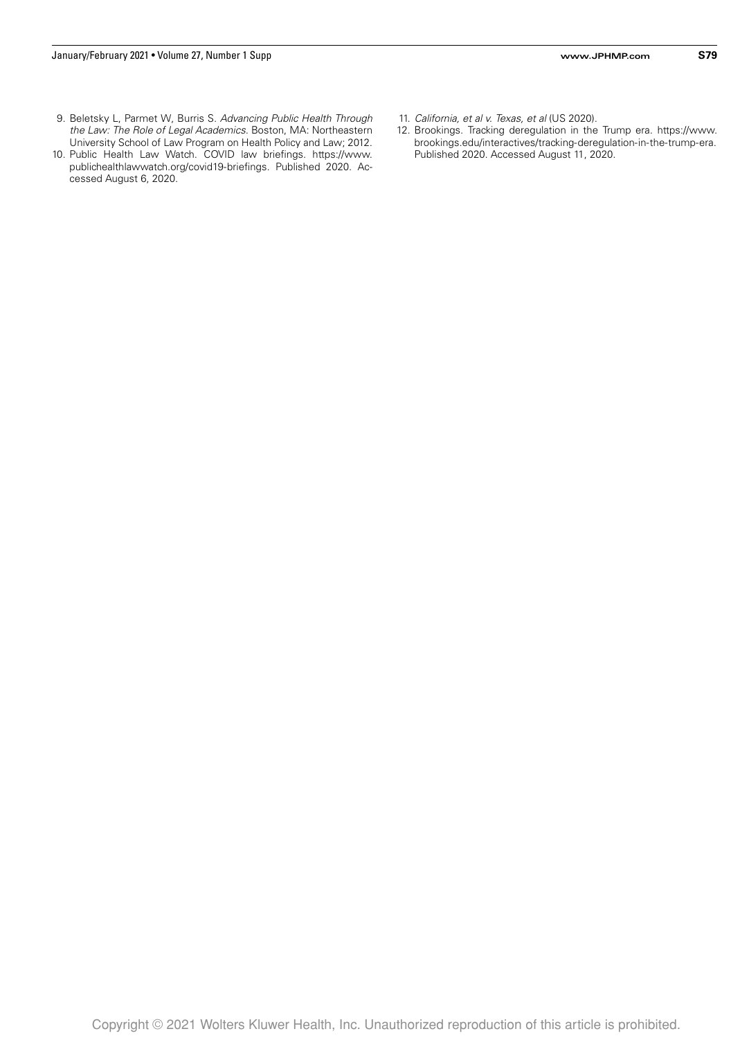9. Beletsky L, Parmet W, Burris S. *Advancing Public Health Through the Law: The Role of Legal Academics*. Boston, MA: Northeastern University School of Law Program on Health Policy and Law; 2012.
10. Public Health Law Watch. COVID law briefings. https://www.publichealthlawwatch.org/covid19-briefings. Published 2020. Accessed August 6, 2020.
11. *California, et al v. Texas, et al* (US 2020).
12. Brookings. Tracking deregulation in the Trump era. https://www.brookings.edu/interactives/tracking-deregulation-in-the-trump-era. Published 2020. Accessed August 11, 2020.

Copyright © 2021 Wolters Kluwer Health, Inc. Unauthorized reproduction of this article is prohibited.